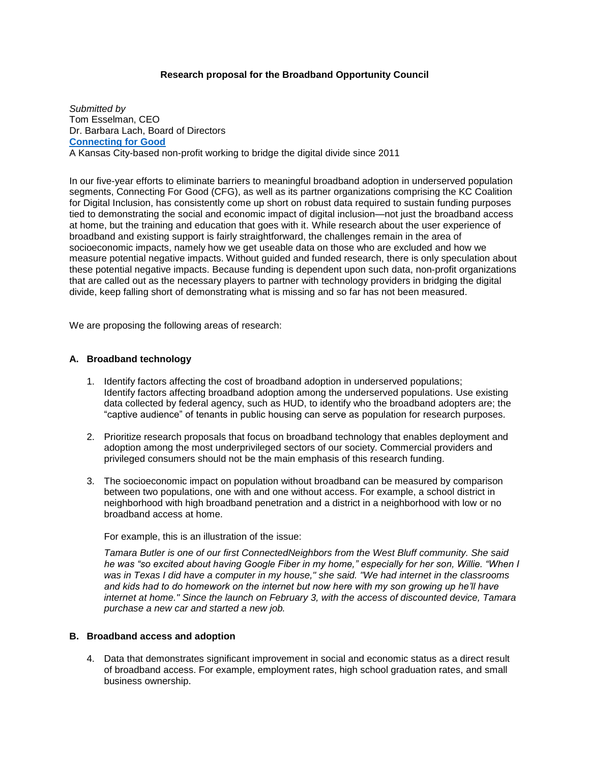**Research proposal for the Broadband Opportunity Council**

*Submitted by*
Tom Esselman, CEO
Dr. Barbara Lach, Board of Directors
**Connecting for Good**
A Kansas City-based non-profit working to bridge the digital divide since 2011

In our five-year efforts to eliminate barriers to meaningful broadband adoption in underserved population segments, Connecting For Good (CFG), as well as its partner organizations comprising the KC Coalition for Digital Inclusion, has consistently come up short on robust data required to sustain funding purposes tied to demonstrating the social and economic impact of digital inclusion—not just the broadband access at home, but the training and education that goes with it. While research about the user experience of broadband and existing support is fairly straightforward, the challenges remain in the area of socioeconomic impacts, namely how we get useable data on those who are excluded and how we measure potential negative impacts. Without guided and funded research, there is only speculation about these potential negative impacts. Because funding is dependent upon such data, non-profit organizations that are called out as the necessary players to partner with technology providers in bridging the digital divide, keep falling short of demonstrating what is missing and so far has not been measured.

We are proposing the following areas of research:

## A. Broadband technology

1. Identify factors affecting the cost of broadband adoption in underserved populations; Identify factors affecting broadband adoption among the underserved populations. Use existing data collected by federal agency, such as HUD, to identify who the broadband adopters are; the "captive audience" of tenants in public housing can serve as population for research purposes.

2. Prioritize research proposals that focus on broadband technology that enables deployment and adoption among the most underprivileged sectors of our society. Commercial providers and privileged consumers should not be the main emphasis of this research funding.

3. The socioeconomic impact on population without broadband can be measured by comparison between two populations, one with and one without access. For example, a school district in neighborhood with high broadband penetration and a district in a neighborhood with low or no broadband access at home.

   For example, this is an illustration of the issue:

   *Tamara Butler is one of our first ConnectedNeighbors from the West Bluff community. She said he was "so excited about having Google Fiber in my home," especially for her son, Willie. "When I was in Texas I did have a computer in my house," she said. "We had internet in the classrooms and kids had to do homework on the internet but now here with my son growing up he'll have internet at home." Since the launch on February 3, with the access of discounted device, Tamara purchase a new car and started a new job.*

## B. Broadband access and adoption

4. Data that demonstrates significant improvement in social and economic status as a direct result of broadband access. For example, employment rates, high school graduation rates, and small business ownership.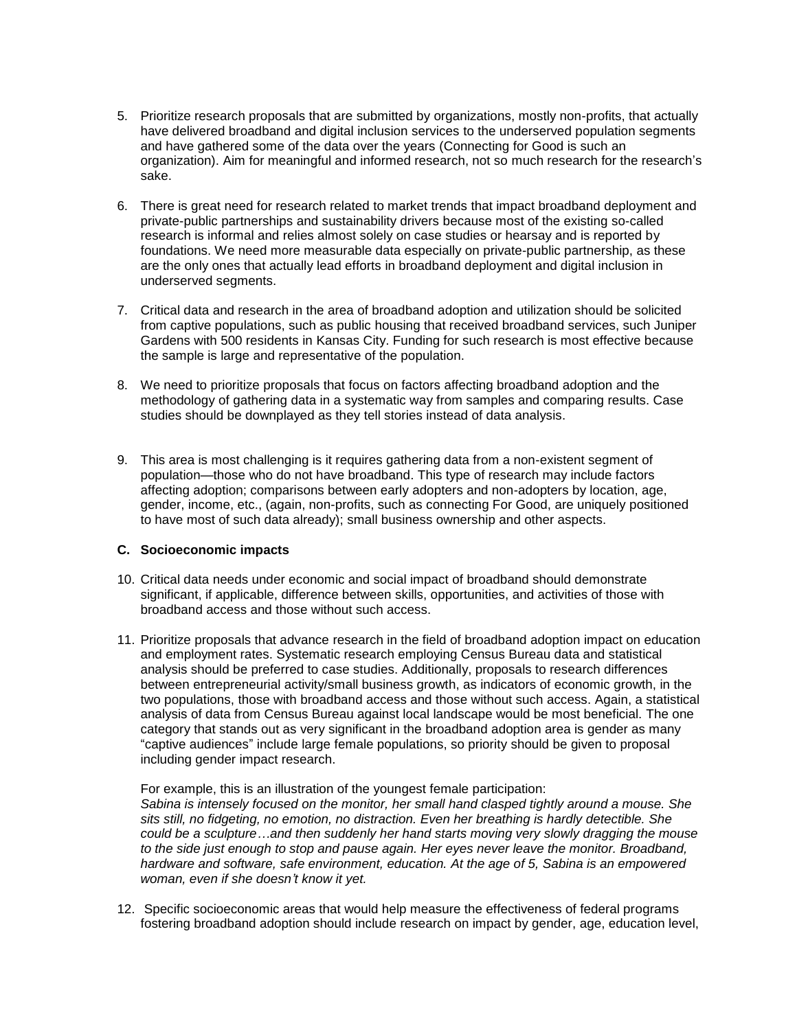5. Prioritize research proposals that are submitted by organizations, mostly non-profits, that actually have delivered broadband and digital inclusion services to the underserved population segments and have gathered some of the data over the years (Connecting for Good is such an organization). Aim for meaningful and informed research, not so much research for the research's sake.

6. There is great need for research related to market trends that impact broadband deployment and private-public partnerships and sustainability drivers because most of the existing so-called research is informal and relies almost solely on case studies or hearsay and is reported by foundations. We need more measurable data especially on private-public partnership, as these are the only ones that actually lead efforts in broadband deployment and digital inclusion in underserved segments.

7. Critical data and research in the area of broadband adoption and utilization should be solicited from captive populations, such as public housing that received broadband services, such Juniper Gardens with 500 residents in Kansas City. Funding for such research is most effective because the sample is large and representative of the population.

8. We need to prioritize proposals that focus on factors affecting broadband adoption and the methodology of gathering data in a systematic way from samples and comparing results. Case studies should be downplayed as they tell stories instead of data analysis.

9. This area is most challenging is it requires gathering data from a non-existent segment of population—those who do not have broadband. This type of research may include factors affecting adoption; comparisons between early adopters and non-adopters by location, age, gender, income, etc., (again, non-profits, such as connecting For Good, are uniquely positioned to have most of such data already); small business ownership and other aspects.

**C. Socioeconomic impacts**

10. Critical data needs under economic and social impact of broadband should demonstrate significant, if applicable, difference between skills, opportunities, and activities of those with broadband access and those without such access.

11. Prioritize proposals that advance research in the field of broadband adoption impact on education and employment rates. Systematic research employing Census Bureau data and statistical analysis should be preferred to case studies. Additionally, proposals to research differences between entrepreneurial activity/small business growth, as indicators of economic growth, in the two populations, those with broadband access and those without such access. Again, a statistical analysis of data from Census Bureau against local landscape would be most beneficial. The one category that stands out as very significant in the broadband adoption area is gender as many "captive audiences" include large female populations, so priority should be given to proposal including gender impact research.

    For example, this is an illustration of the youngest female participation:
    *Sabina is intensely focused on the monitor, her small hand clasped tightly around a mouse. She sits still, no fidgeting, no emotion, no distraction. Even her breathing is hardly detectible. She could be a sculpture…and then suddenly her hand starts moving very slowly dragging the mouse to the side just enough to stop and pause again. Her eyes never leave the monitor. Broadband, hardware and software, safe environment, education. At the age of 5, Sabina is an empowered woman, even if she doesn't know it yet.*

12. Specific socioeconomic areas that would help measure the effectiveness of federal programs fostering broadband adoption should include research on impact by gender, age, education level,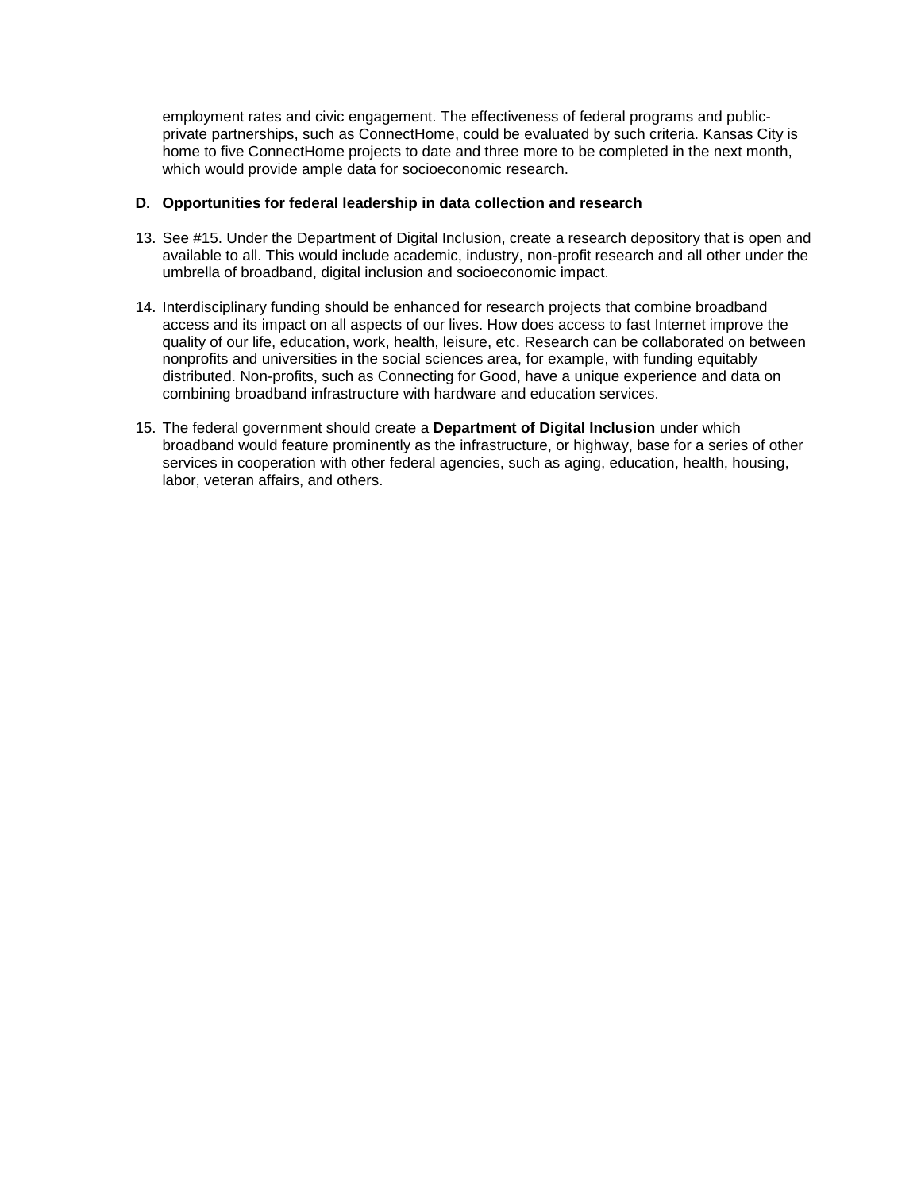employment rates and civic engagement. The effectiveness of federal programs and public-private partnerships, such as ConnectHome, could be evaluated by such criteria. Kansas City is home to five ConnectHome projects to date and three more to be completed in the next month, which would provide ample data for socioeconomic research.

**D. Opportunities for federal leadership in data collection and research**

13. See #15. Under the Department of Digital Inclusion, create a research depository that is open and available to all. This would include academic, industry, non-profit research and all other under the umbrella of broadband, digital inclusion and socioeconomic impact.

14. Interdisciplinary funding should be enhanced for research projects that combine broadband access and its impact on all aspects of our lives. How does access to fast Internet improve the quality of our life, education, work, health, leisure, etc. Research can be collaborated on between nonprofits and universities in the social sciences area, for example, with funding equitably distributed. Non-profits, such as Connecting for Good, have a unique experience and data on combining broadband infrastructure with hardware and education services.

15. The federal government should create a **Department of Digital Inclusion** under which broadband would feature prominently as the infrastructure, or highway, base for a series of other services in cooperation with other federal agencies, such as aging, education, health, housing, labor, veteran affairs, and others.